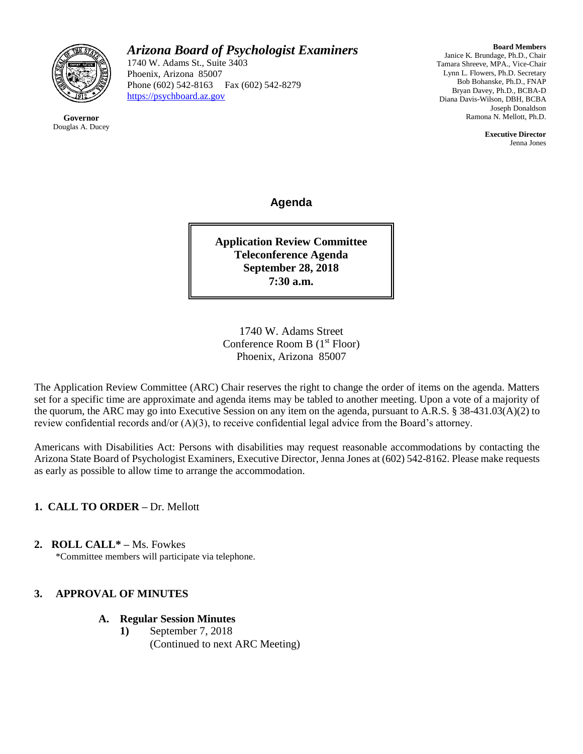# *Arizona Board of Psychologist Examiners*

1740 W. Adams St., Suite 3403
Phoenix, Arizona 85007
Phone (602) 542-8163 Fax (602) 542-8279
https://psychboard.az.gov

**Governor**
Douglas A. Ducey

**Board Members**
Janice K. Brundage, Ph.D., Chair
Tamara Shreeve, MPA., Vice-Chair
Lynn L. Flowers, Ph.D. Secretary
Bob Bohanske, Ph.D., FNAP
Bryan Davey, Ph.D., BCBA-D
Diana Davis-Wilson, DBH, BCBA
Joseph Donaldson
Ramona N. Mellott, Ph.D.

**Executive Director**
Jenna Jones

## Agenda

**Application Review Committee**
**Teleconference Agenda**
**September 28, 2018**
**7:30 a.m.**

1740 W. Adams Street
Conference Room B (1st Floor)
Phoenix, Arizona 85007

The Application Review Committee (ARC) Chair reserves the right to change the order of items on the agenda. Matters set for a specific time are approximate and agenda items may be tabled to another meeting. Upon a vote of a majority of the quorum, the ARC may go into Executive Session on any item on the agenda, pursuant to A.R.S. § 38-431.03(A)(2) to review confidential records and/or (A)(3), to receive confidential legal advice from the Board's attorney.

Americans with Disabilities Act: Persons with disabilities may request reasonable accommodations by contacting the Arizona State Board of Psychologist Examiners, Executive Director, Jenna Jones at (602) 542-8162. Please make requests as early as possible to allow time to arrange the accommodation.

**1. CALL TO ORDER –** Dr. Mellott

**2. ROLL CALL* –** Ms. Fowkes
*Committee members will participate via telephone.

**3. APPROVAL OF MINUTES**

**A. Regular Session Minutes**

**1)** September 7, 2018
(Continued to next ARC Meeting)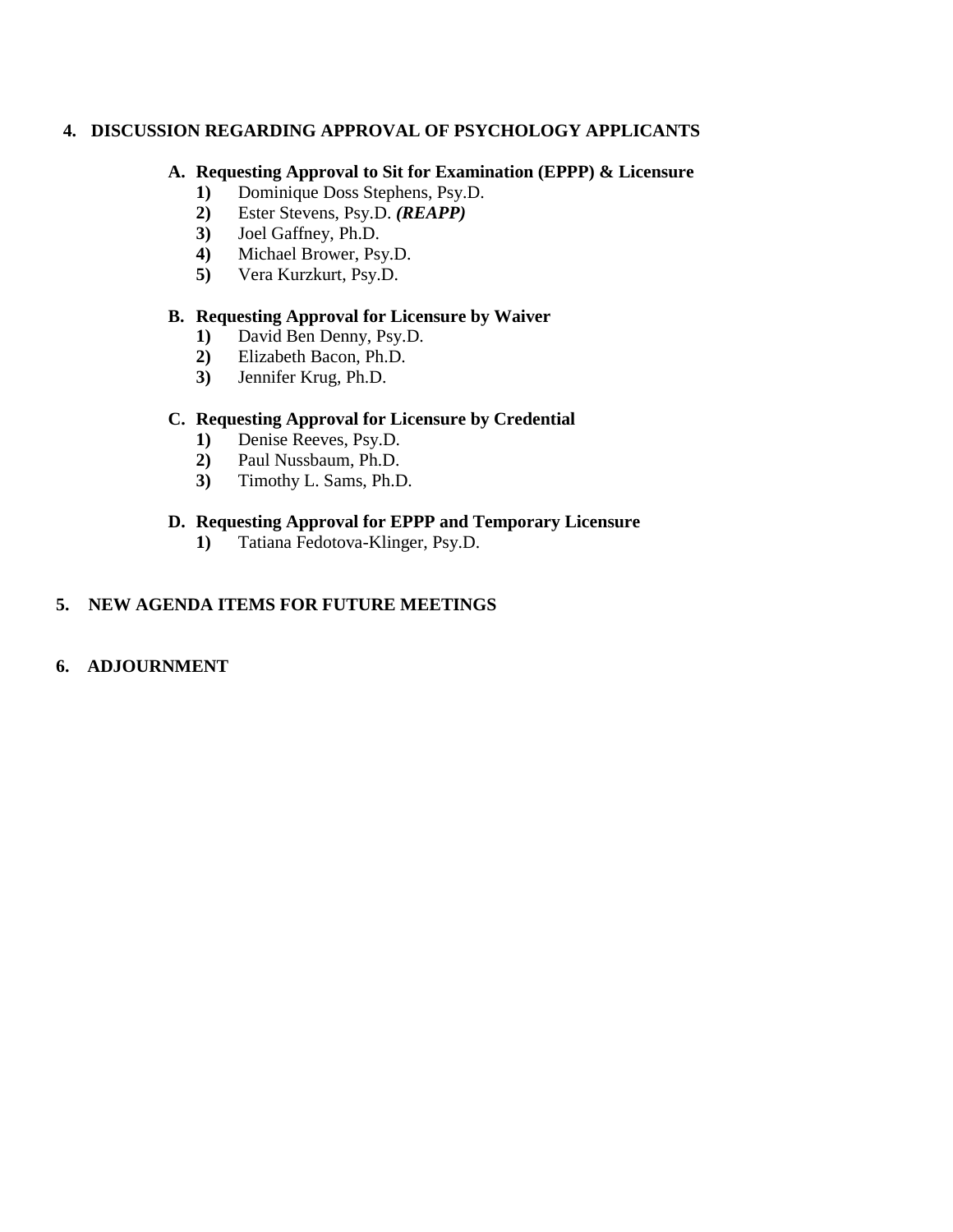**4. DISCUSSION REGARDING APPROVAL OF PSYCHOLOGY APPLICANTS**

**A. Requesting Approval to Sit for Examination (EPPP) & Licensure**

**1)** Dominique Doss Stephens, Psy.D.
**2)** Ester Stevens, Psy.D. ***(REAPP)***
**3)** Joel Gaffney, Ph.D.
**4)** Michael Brower, Psy.D.
**5)** Vera Kurzkurt, Psy.D.

**B. Requesting Approval for Licensure by Waiver**

**1)** David Ben Denny, Psy.D.
**2)** Elizabeth Bacon, Ph.D.
**3)** Jennifer Krug, Ph.D.

**C. Requesting Approval for Licensure by Credential**

**1)** Denise Reeves, Psy.D.
**2)** Paul Nussbaum, Ph.D.
**3)** Timothy L. Sams, Ph.D.

**D. Requesting Approval for EPPP and Temporary Licensure**

**1)** Tatiana Fedotova-Klinger, Psy.D.

**5. NEW AGENDA ITEMS FOR FUTURE MEETINGS**

**6. ADJOURNMENT**